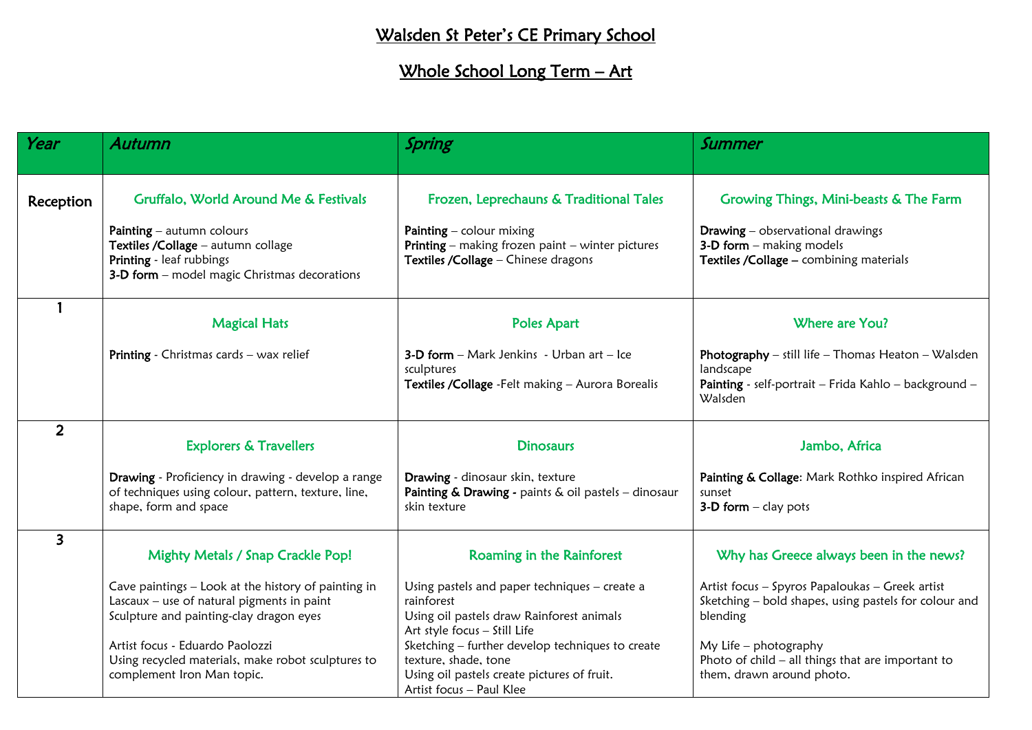# Walsden St Peter's CE Primary School

## Whole School Long Term – Art

| *Year* | *Autumn* | *Spring* | *Summer* |
|---|---|---|---|
| Reception | **Gruffalo, World Around Me & Festivals**<br><br>**Painting** – autumn colours<br>**Textiles /Collage** – autumn collage<br>**Printing** - leaf rubbings<br>**3-D form** – model magic Christmas decorations | **Frozen, Leprechauns & Traditional Tales**<br><br>**Painting** – colour mixing<br>**Printing** – making frozen paint – winter pictures<br>**Textiles /Collage** – Chinese dragons | **Growing Things, Mini-beasts & The Farm**<br><br>**Drawing** – observational drawings<br>**3-D form** – making models<br>**Textiles /Collage –** combining materials |
| 1 | **Magical Hats**<br><br>**Printing** - Christmas cards – wax relief | **Poles Apart**<br><br>**3-D form** – Mark Jenkins - Urban art – Ice sculptures<br>**Textiles /Collage** -Felt making – Aurora Borealis | **Where are You?**<br><br>**Photography** – still life – Thomas Heaton – Walsden landscape<br>**Painting** - self-portrait – Frida Kahlo – background – Walsden |
| 2 | **Explorers & Travellers**<br><br>**Drawing** - Proficiency in drawing - develop a range of techniques using colour, pattern, texture, line, shape, form and space | **Dinosaurs**<br><br>**Drawing** - dinosaur skin, texture<br>**Painting & Drawing -** paints & oil pastels – dinosaur skin texture | **Jambo, Africa**<br><br>**Painting & Collage**: Mark Rothko inspired African sunset<br>**3-D form** – clay pots |
| 3 | **Mighty Metals / Snap Crackle Pop!**<br><br>Cave paintings – Look at the history of painting in Lascaux – use of natural pigments in paint<br>Sculpture and painting-clay dragon eyes<br><br>Artist focus - Eduardo Paolozzi<br>Using recycled materials, make robot sculptures to complement Iron Man topic. | **Roaming in the Rainforest**<br><br>Using pastels and paper techniques – create a rainforest<br>Using oil pastels draw Rainforest animals<br>Art style focus – Still Life<br>Sketching – further develop techniques to create texture, shade, tone<br>Using oil pastels create pictures of fruit.<br>Artist focus – Paul Klee | **Why has Greece always been in the news?**<br><br>Artist focus – Spyros Papaloukas – Greek artist<br>Sketching – bold shapes, using pastels for colour and blending<br><br>My Life – photography<br>Photo of child – all things that are important to them, drawn around photo. |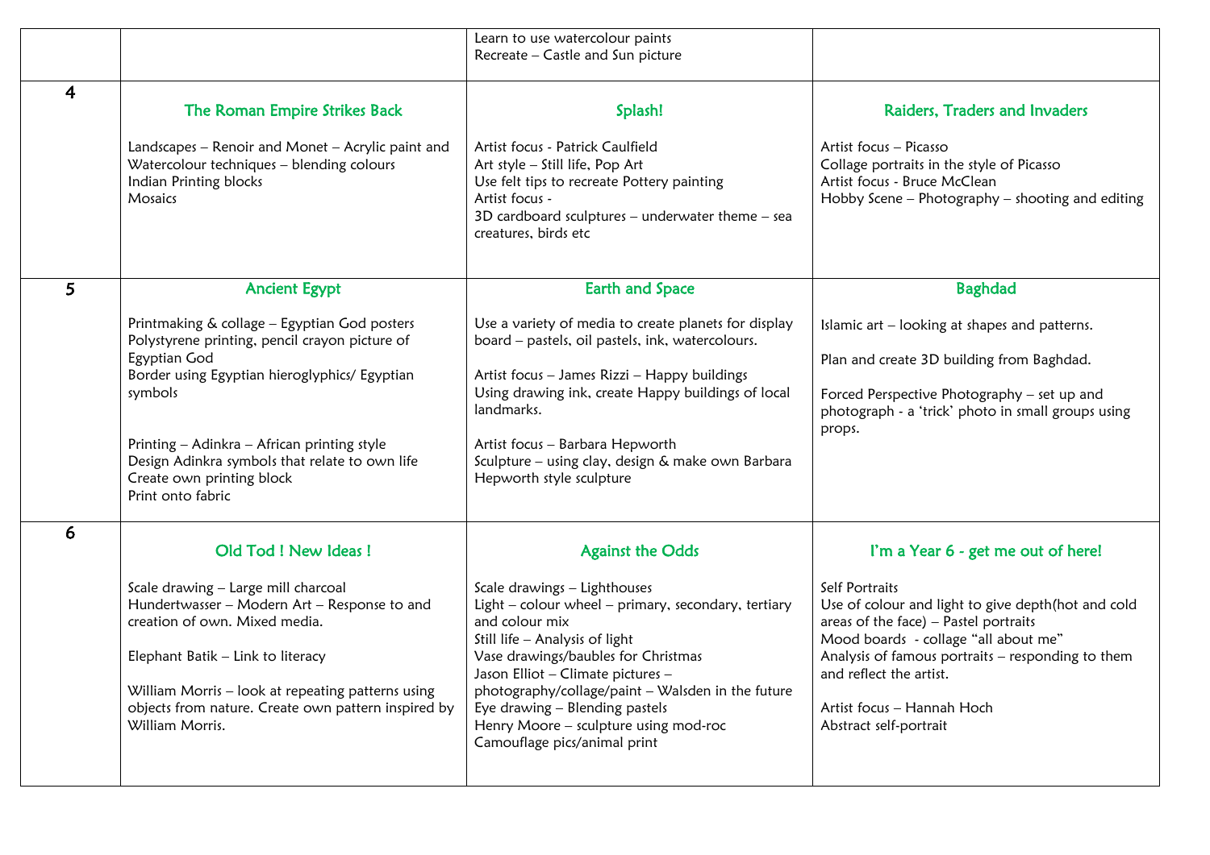| | | | |
|---|---|---|---|
| | | Learn to use watercolour paints<br>Recreate – Castle and Sun picture | |
| 4 | **The Roman Empire Strikes Back**<br><br>Landscapes – Renoir and Monet – Acrylic paint and Watercolour techniques – blending colours<br>Indian Printing blocks<br>Mosaics | **Splash!**<br><br>Artist focus - Patrick Caulfield<br>Art style – Still life, Pop Art<br>Use felt tips to recreate Pottery painting<br>Artist focus -<br>3D cardboard sculptures – underwater theme – sea creatures, birds etc | **Raiders, Traders and Invaders**<br><br>Artist focus – Picasso<br>Collage portraits in the style of Picasso<br>Artist focus - Bruce McClean<br>Hobby Scene – Photography – shooting and editing |
| 5 | **Ancient Egypt**<br><br>Printmaking & collage – Egyptian God posters<br>Polystyrene printing, pencil crayon picture of Egyptian God<br>Border using Egyptian hieroglyphics/ Egyptian symbols<br><br>Printing – Adinkra – African printing style<br>Design Adinkra symbols that relate to own life<br>Create own printing block<br>Print onto fabric | **Earth and Space**<br><br>Use a variety of media to create planets for display board – pastels, oil pastels, ink, watercolours.<br><br>Artist focus – James Rizzi – Happy buildings<br>Using drawing ink, create Happy buildings of local landmarks.<br><br>Artist focus – Barbara Hepworth<br>Sculpture – using clay, design & make own Barbara Hepworth style sculpture | **Baghdad**<br><br>Islamic art – looking at shapes and patterns.<br><br>Plan and create 3D building from Baghdad.<br><br>Forced Perspective Photography – set up and photograph - a 'trick' photo in small groups using props. |
| 6 | **Old Tod ! New Ideas !**<br><br>Scale drawing – Large mill charcoal<br>Hundertwasser – Modern Art – Response to and creation of own. Mixed media.<br><br>Elephant Batik – Link to literacy<br><br>William Morris – look at repeating patterns using objects from nature. Create own pattern inspired by William Morris. | **Against the Odds**<br><br>Scale drawings – Lighthouses<br>Light – colour wheel – primary, secondary, tertiary and colour mix<br>Still life – Analysis of light<br>Vase drawings/baubles for Christmas<br>Jason Elliot – Climate pictures – photography/collage/paint – Walsden in the future<br>Eye drawing – Blending pastels<br>Henry Moore – sculpture using mod-roc<br>Camouflage pics/animal print | **I'm a Year 6 - get me out of here!**<br><br>Self Portraits<br>Use of colour and light to give depth(hot and cold areas of the face) – Pastel portraits<br>Mood boards - collage "all about me"<br>Analysis of famous portraits – responding to them and reflect the artist.<br><br>Artist focus – Hannah Hoch<br>Abstract self-portrait |